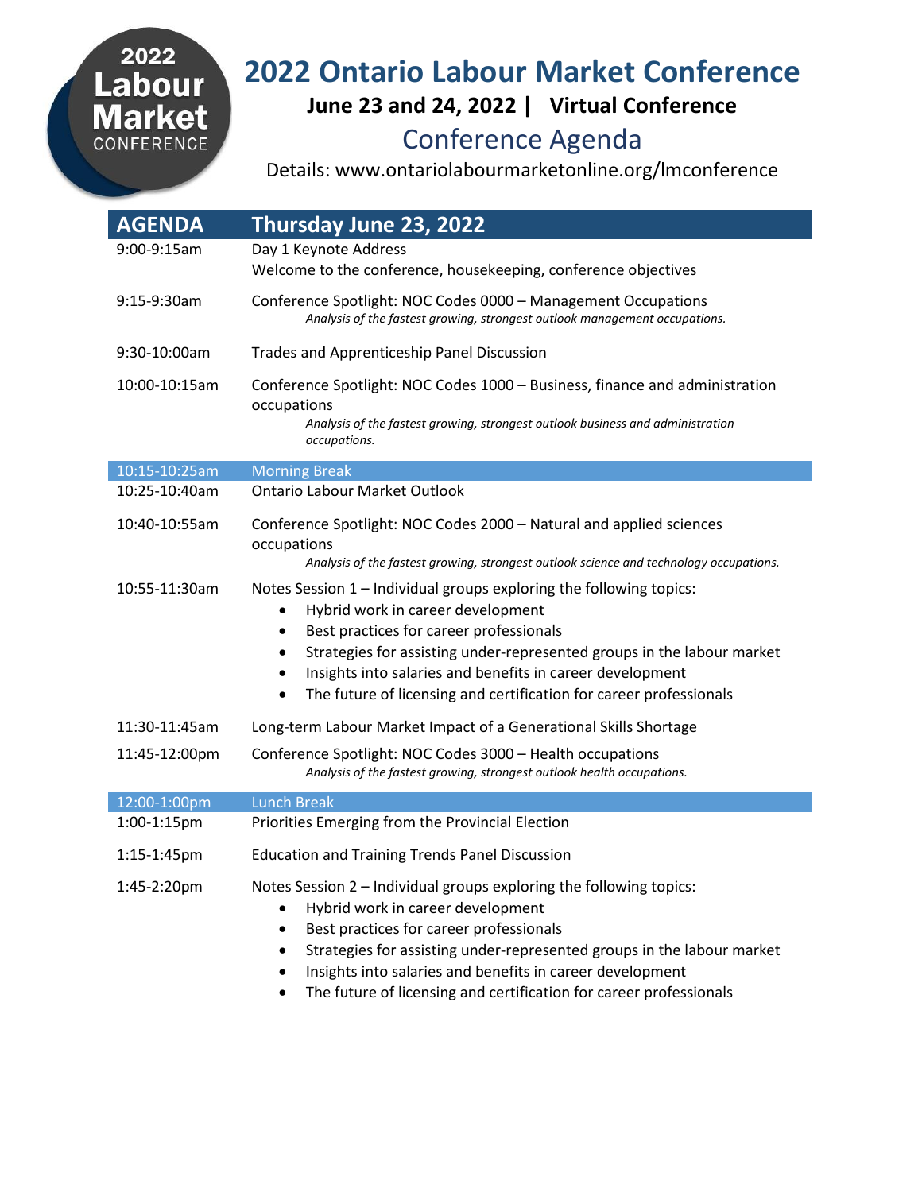2022 Labour Market CONFERENCE

# 2022 Ontario Labour Market Conference

## June 23 and 24, 2022 | Virtual Conference

## Conference Agenda

Details: www.ontariolabourmarketonline.org/lmconference

| AGENDA | Thursday June 23, 2022 |
|---|---|
| 9:00-9:15am | Day 1 Keynote Address<br>Welcome to the conference, housekeeping, conference objectives |
| 9:15-9:30am | Conference Spotlight: NOC Codes 0000 – Management Occupations<br>*Analysis of the fastest growing, strongest outlook management occupations.* |
| 9:30-10:00am | Trades and Apprenticeship Panel Discussion |
| 10:00-10:15am | Conference Spotlight: NOC Codes 1000 – Business, finance and administration occupations<br>*Analysis of the fastest growing, strongest outlook business and administration occupations.* |
| 10:15-10:25am | Morning Break |
| 10:25-10:40am | Ontario Labour Market Outlook |
| 10:40-10:55am | Conference Spotlight: NOC Codes 2000 – Natural and applied sciences occupations<br>*Analysis of the fastest growing, strongest outlook science and technology occupations.* |
| 10:55-11:30am | Notes Session 1 – Individual groups exploring the following topics:<br>• Hybrid work in career development<br>• Best practices for career professionals<br>• Strategies for assisting under-represented groups in the labour market<br>• Insights into salaries and benefits in career development<br>• The future of licensing and certification for career professionals |
| 11:30-11:45am | Long-term Labour Market Impact of a Generational Skills Shortage |
| 11:45-12:00pm | Conference Spotlight: NOC Codes 3000 – Health occupations<br>*Analysis of the fastest growing, strongest outlook health occupations.* |
| 12:00-1:00pm | Lunch Break |
| 1:00-1:15pm | Priorities Emerging from the Provincial Election |
| 1:15-1:45pm | Education and Training Trends Panel Discussion |
| 1:45-2:20pm | Notes Session 2 – Individual groups exploring the following topics:<br>• Hybrid work in career development<br>• Best practices for career professionals<br>• Strategies for assisting under-represented groups in the labour market<br>• Insights into salaries and benefits in career development<br>• The future of licensing and certification for career professionals |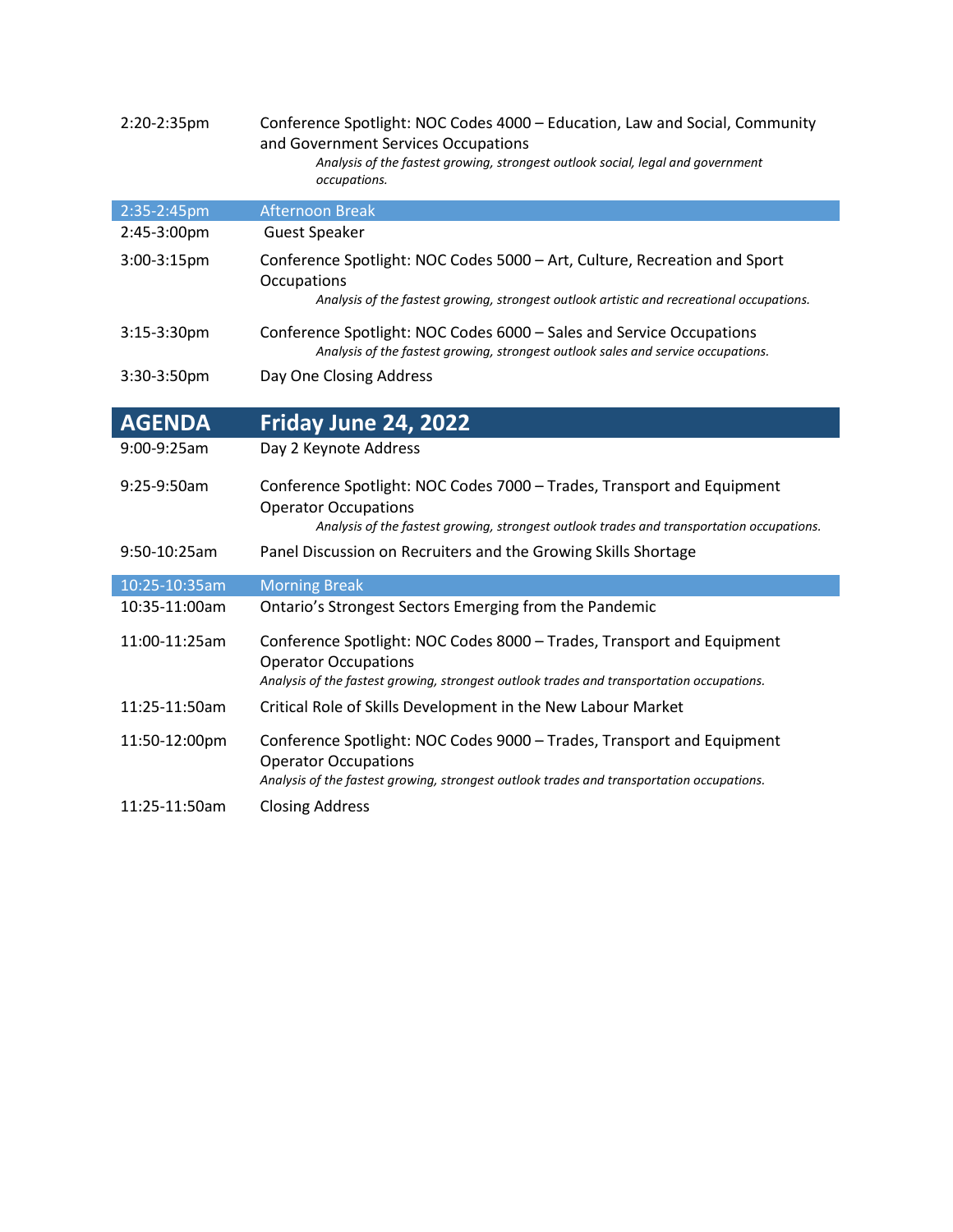| | |
|---|---|
| 2:20-2:35pm | Conference Spotlight: NOC Codes 4000 – Education, Law and Social, Community and Government Services Occupations<br>*Analysis of the fastest growing, strongest outlook social, legal and government occupations.* |
| 2:35-2:45pm | Afternoon Break |
| 2:45-3:00pm | Guest Speaker |
| 3:00-3:15pm | Conference Spotlight: NOC Codes 5000 – Art, Culture, Recreation and Sport Occupations<br>*Analysis of the fastest growing, strongest outlook artistic and recreational occupations.* |
| 3:15-3:30pm | Conference Spotlight: NOC Codes 6000 – Sales and Service Occupations<br>*Analysis of the fastest growing, strongest outlook sales and service occupations.* |
| 3:30-3:50pm | Day One Closing Address |

| **AGENDA** | **Friday June 24, 2022** |
|---|---|
| 9:00-9:25am | Day 2 Keynote Address |
| 9:25-9:50am | Conference Spotlight: NOC Codes 7000 – Trades, Transport and Equipment Operator Occupations<br>*Analysis of the fastest growing, strongest outlook trades and transportation occupations.* |
| 9:50-10:25am | Panel Discussion on Recruiters and the Growing Skills Shortage |
| 10:25-10:35am | Morning Break |
| 10:35-11:00am | Ontario's Strongest Sectors Emerging from the Pandemic |
| 11:00-11:25am | Conference Spotlight: NOC Codes 8000 – Trades, Transport and Equipment Operator Occupations<br>*Analysis of the fastest growing, strongest outlook trades and transportation occupations.* |
| 11:25-11:50am | Critical Role of Skills Development in the New Labour Market |
| 11:50-12:00pm | Conference Spotlight: NOC Codes 9000 – Trades, Transport and Equipment Operator Occupations<br>*Analysis of the fastest growing, strongest outlook trades and transportation occupations.* |
| 11:25-11:50am | Closing Address |